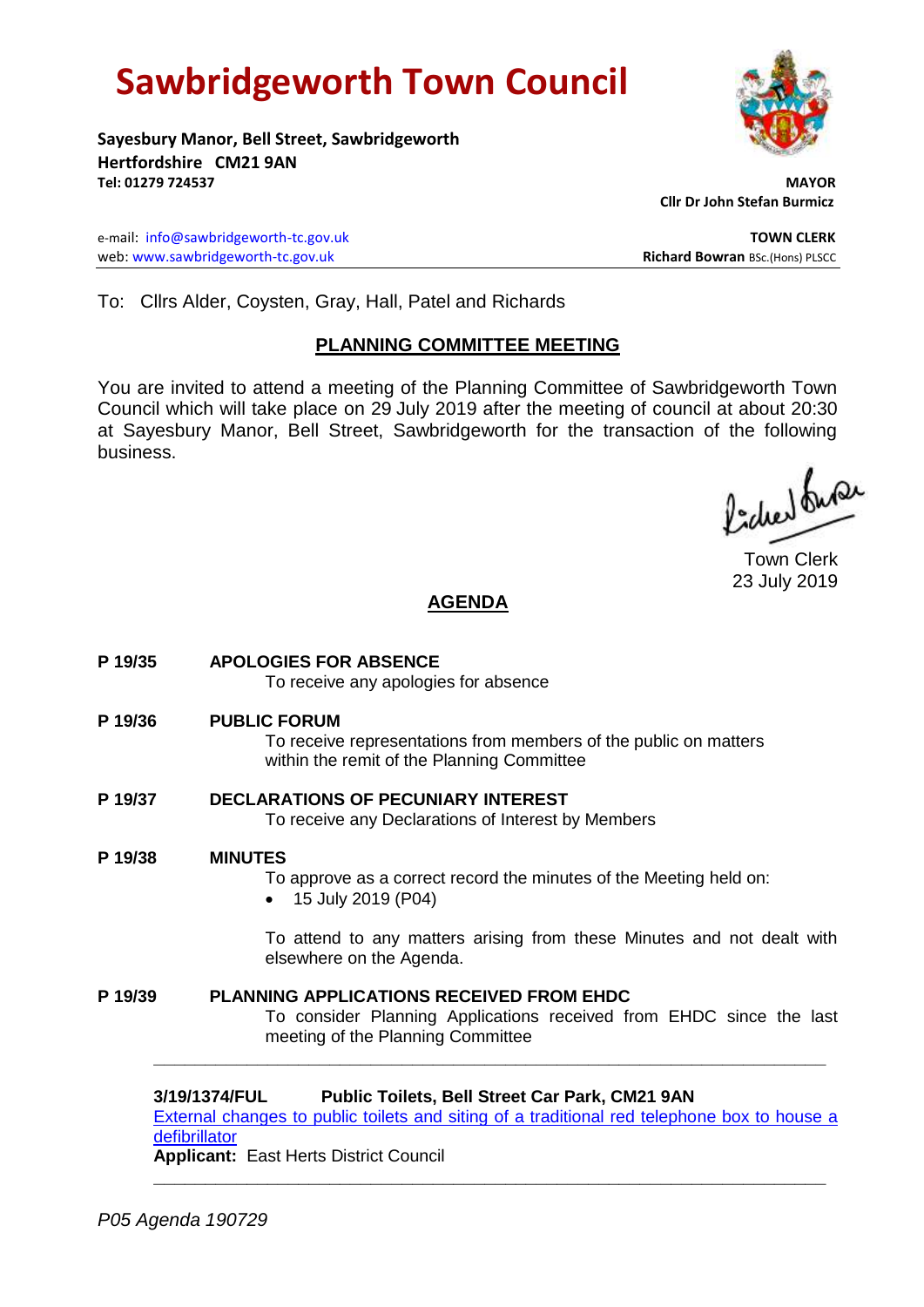# Sawbridgeworth Town Council

**Sayesbury Manor, Bell Street, Sawbridgeworth**
**Hertfordshire CM21 9AN**
**Tel: 01279 724537**

**MAYOR**
**Cllr Dr John Stefan Burmicz**

e-mail: info@sawbridgeworth-tc.gov.uk
web: www.sawbridgeworth-tc.gov.uk

**TOWN CLERK**
**Richard Bowran** BSc.(Hons) PLSCC

To: Cllrs Alder, Coysten, Gray, Hall, Patel and Richards

## PLANNING COMMITTEE MEETING

You are invited to attend a meeting of the Planning Committee of Sawbridgeworth Town Council which will take place on 29 July 2019 after the meeting of council at about 20:30 at Sayesbury Manor, Bell Street, Sawbridgeworth for the transaction of the following business.

Town Clerk
23 July 2019

## AGENDA

**P 19/35 APOLOGIES FOR ABSENCE**
To receive any apologies for absence

**P 19/36 PUBLIC FORUM**
To receive representations from members of the public on matters within the remit of the Planning Committee

**P 19/37 DECLARATIONS OF PECUNIARY INTEREST**
To receive any Declarations of Interest by Members

**P 19/38 MINUTES**
To approve as a correct record the minutes of the Meeting held on:
- 15 July 2019 (P04)

To attend to any matters arising from these Minutes and not dealt with elsewhere on the Agenda.

**P 19/39 PLANNING APPLICATIONS RECEIVED FROM EHDC**
To consider Planning Applications received from EHDC since the last meeting of the Planning Committee

---

**3/19/1374/FUL Public Toilets, Bell Street Car Park, CM21 9AN**
External changes to public toilets and siting of a traditional red telephone box to house a defibrillator
**Applicant:** East Herts District Council

---

*P05 Agenda 190729*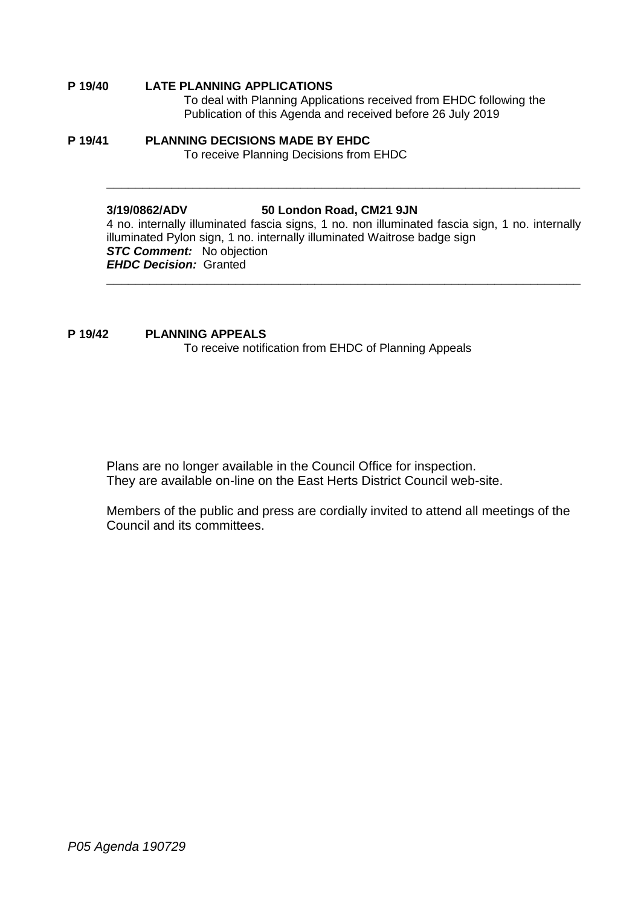**P 19/40 LATE PLANNING APPLICATIONS**

To deal with Planning Applications received from EHDC following the Publication of this Agenda and received before 26 July 2019

**P 19/41 PLANNING DECISIONS MADE BY EHDC**

To receive Planning Decisions from EHDC

---

**3/19/0862/ADV 50 London Road, CM21 9JN**

4 no. internally illuminated fascia signs, 1 no. non illuminated fascia sign, 1 no. internally illuminated Pylon sign, 1 no. internally illuminated Waitrose badge sign

***STC Comment:*** No objection

***EHDC Decision:*** Granted

---

**P 19/42 PLANNING APPEALS**

To receive notification from EHDC of Planning Appeals

Plans are no longer available in the Council Office for inspection.
They are available on-line on the East Herts District Council web-site.

Members of the public and press are cordially invited to attend all meetings of the Council and its committees.

*P05 Agenda 190729*